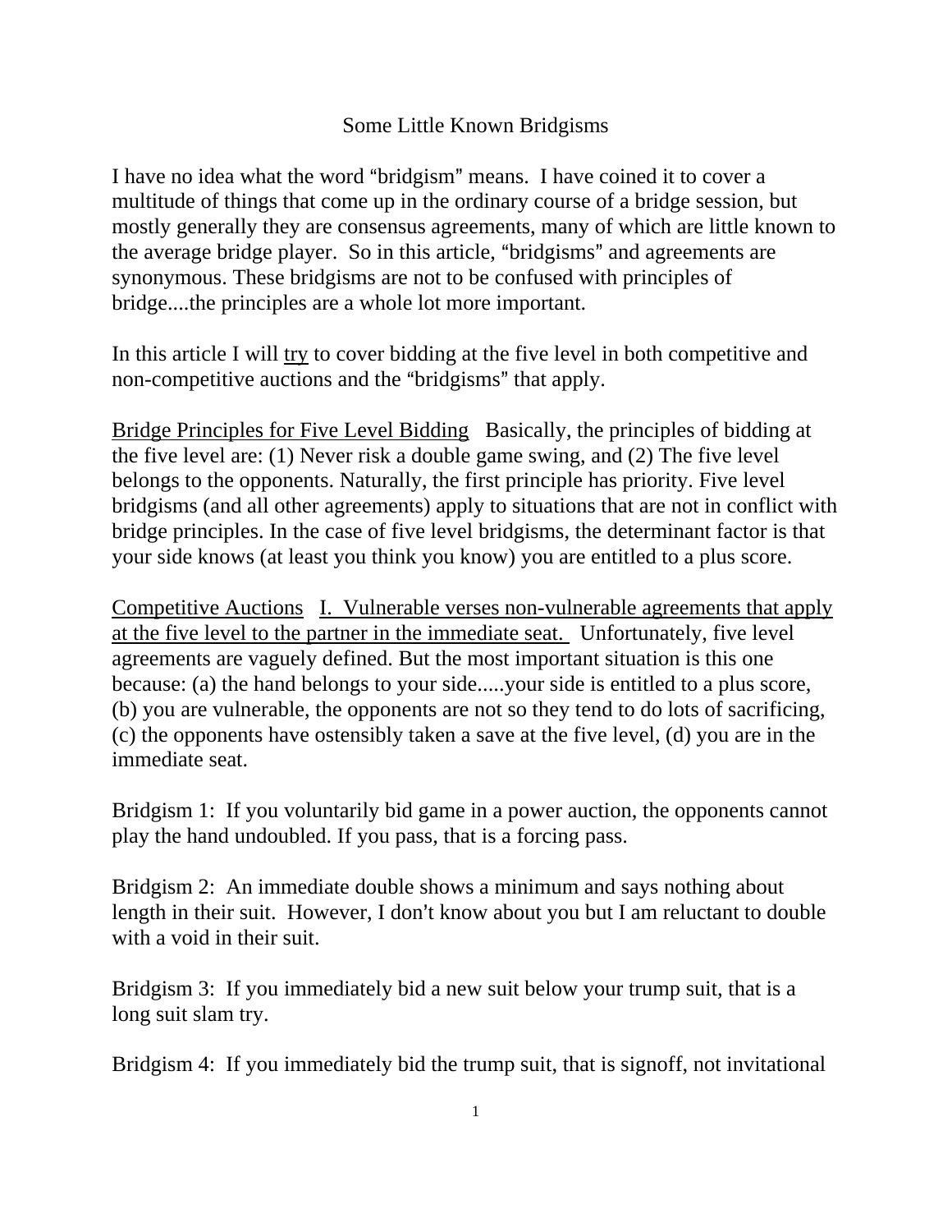# Some Little Known Bridgisms

I have no idea what the word "bridgism" means. I have coined it to cover a multitude of things that come up in the ordinary course of a bridge session, but mostly generally they are consensus agreements, many of which are little known to the average bridge player. So in this article, "bridgisms" and agreements are synonymous. These bridgisms are not to be confused with principles of bridge....the principles are a whole lot more important.

In this article I will <u>try</u> to cover bidding at the five level in both competitive and non-competitive auctions and the "bridgisms" that apply.

<u>Bridge Principles for Five Level Bidding</u> Basically, the principles of bidding at the five level are: (1) Never risk a double game swing, and (2) The five level belongs to the opponents. Naturally, the first principle has priority. Five level bridgisms (and all other agreements) apply to situations that are not in conflict with bridge principles. In the case of five level bridgisms, the determinant factor is that your side knows (at least you think you know) you are entitled to a plus score.

<u>Competitive Auctions</u> <u>I. Vulnerable verses non-vulnerable agreements that apply at the five level to the partner in the immediate seat.</u> Unfortunately, five level agreements are vaguely defined. But the most important situation is this one because: (a) the hand belongs to your side.....your side is entitled to a plus score, (b) you are vulnerable, the opponents are not so they tend to do lots of sacrificing, (c) the opponents have ostensibly taken a save at the five level, (d) you are in the immediate seat.

Bridgism 1: If you voluntarily bid game in a power auction, the opponents cannot play the hand undoubled. If you pass, that is a forcing pass.

Bridgism 2: An immediate double shows a minimum and says nothing about length in their suit. However, I don't know about you but I am reluctant to double with a void in their suit.

Bridgism 3: If you immediately bid a new suit below your trump suit, that is a long suit slam try.

Bridgism 4: If you immediately bid the trump suit, that is signoff, not invitational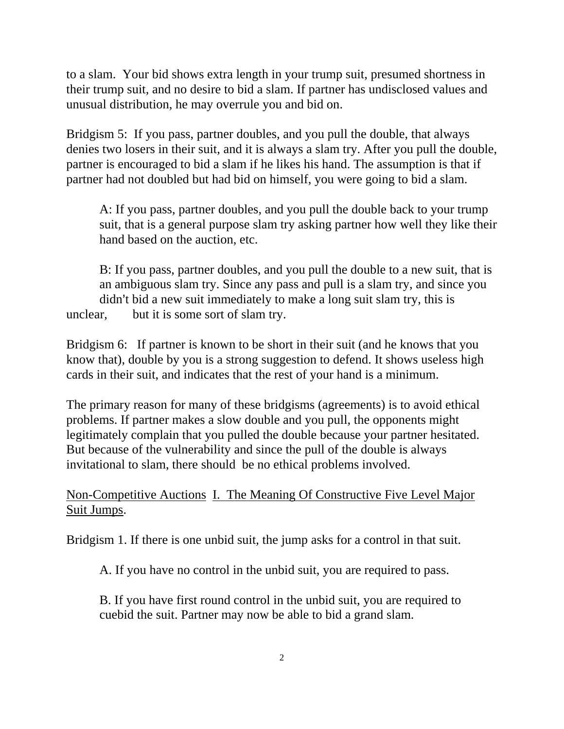to a slam.  Your bid shows extra length in your trump suit, presumed shortness in their trump suit, and no desire to bid a slam. If partner has undisclosed values and unusual distribution, he may overrule you and bid on.

Bridgism 5:  If you pass, partner doubles, and you pull the double, that always denies two losers in their suit, and it is always a slam try. After you pull the double, partner is encouraged to bid a slam if he likes his hand. The assumption is that if partner had not doubled but had bid on himself, you were going to bid a slam.

> A: If you pass, partner doubles, and you pull the double back to your trump suit, that is a general purpose slam try asking partner how well they like their hand based on the auction, etc.
>
> B: If you pass, partner doubles, and you pull the double to a new suit, that is an ambiguous slam try. Since any pass and pull is a slam try, and since you didn't bid a new suit immediately to make a long suit slam try, this is unclear, but it is some sort of slam try.

Bridgism 6:   If partner is known to be short in their suit (and he knows that you know that), double by you is a strong suggestion to defend. It shows useless high cards in their suit, and indicates that the rest of your hand is a minimum.

The primary reason for many of these bridgisms (agreements) is to avoid ethical problems. If partner makes a slow double and you pull, the opponents might legitimately complain that you pulled the double because your partner hesitated. But because of the vulnerability and since the pull of the double is always invitational to slam, there should  be no ethical problems involved.

<u>Non-Competitive Auctions</u>  <u>I.  The Meaning Of Constructive Five Level Major Suit Jumps</u>.

Bridgism 1. If there is one unbid suit, the jump asks for a control in that suit.

> A. If you have no control in the unbid suit, you are required to pass.
>
> B. If you have first round control in the unbid suit, you are required to cuebid the suit. Partner may now be able to bid a grand slam.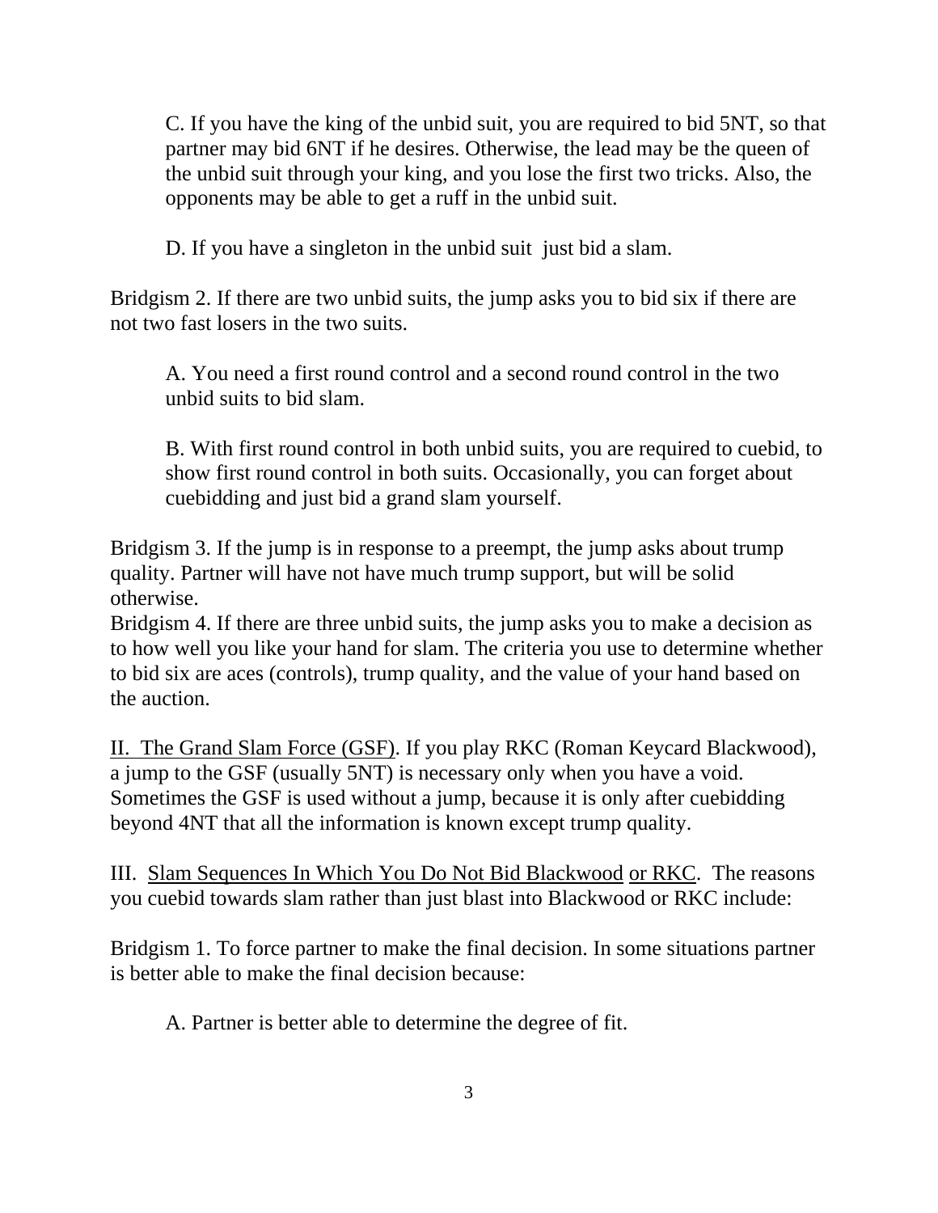C. If you have the king of the unbid suit, you are required to bid 5NT, so that partner may bid 6NT if he desires. Otherwise, the lead may be the queen of the unbid suit through your king, and you lose the first two tricks. Also, the opponents may be able to get a ruff in the unbid suit.

D. If you have a singleton in the unbid suit just bid a slam.

Bridgism 2. If there are two unbid suits, the jump asks you to bid six if there are not two fast losers in the two suits.

A. You need a first round control and a second round control in the two unbid suits to bid slam.

B. With first round control in both unbid suits, you are required to cuebid, to show first round control in both suits. Occasionally, you can forget about cuebidding and just bid a grand slam yourself.

Bridgism 3. If the jump is in response to a preempt, the jump asks about trump quality. Partner will have not have much trump support, but will be solid otherwise.

Bridgism 4. If there are three unbid suits, the jump asks you to make a decision as to how well you like your hand for slam. The criteria you use to determine whether to bid six are aces (controls), trump quality, and the value of your hand based on the auction.

<u>II. The Grand Slam Force (GSF)</u>. If you play RKC (Roman Keycard Blackwood), a jump to the GSF (usually 5NT) is necessary only when you have a void. Sometimes the GSF is used without a jump, because it is only after cuebidding beyond 4NT that all the information is known except trump quality.

III. <u>Slam Sequences In Which You Do Not Bid Blackwood</u> <u>or RKC</u>. The reasons you cuebid towards slam rather than just blast into Blackwood or RKC include:

Bridgism 1. To force partner to make the final decision. In some situations partner is better able to make the final decision because:

A. Partner is better able to determine the degree of fit.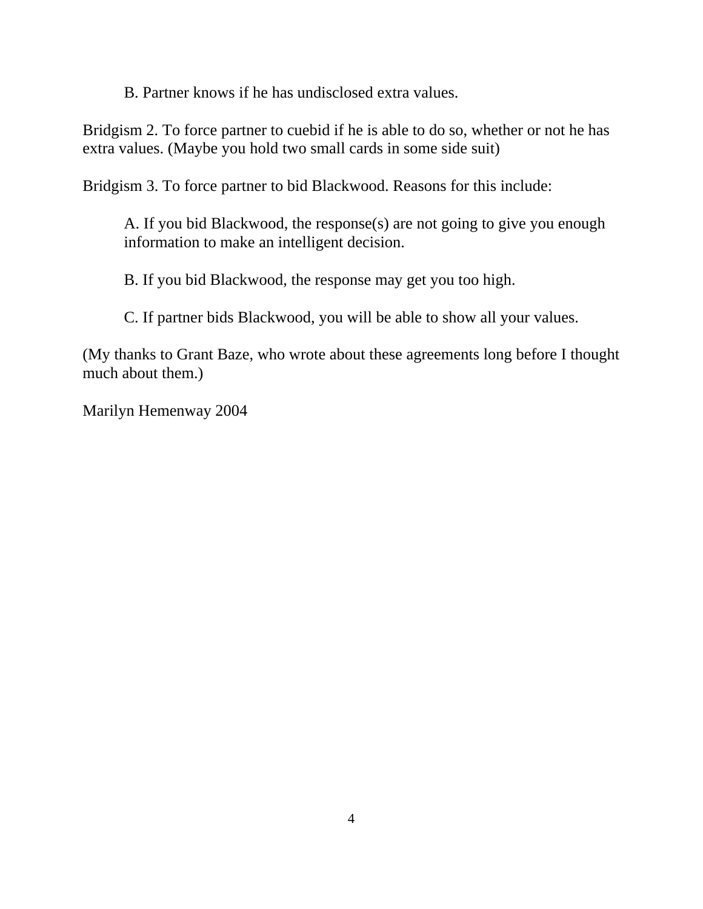B. Partner knows if he has undisclosed extra values.

Bridgism 2. To force partner to cuebid if he is able to do so, whether or not he has extra values. (Maybe you hold two small cards in some side suit)

Bridgism 3. To force partner to bid Blackwood. Reasons for this include:

A. If you bid Blackwood, the response(s) are not going to give you enough information to make an intelligent decision.

B. If you bid Blackwood, the response may get you too high.

C. If partner bids Blackwood, you will be able to show all your values.

(My thanks to Grant Baze, who wrote about these agreements long before I thought much about them.)

Marilyn Hemenway 2004